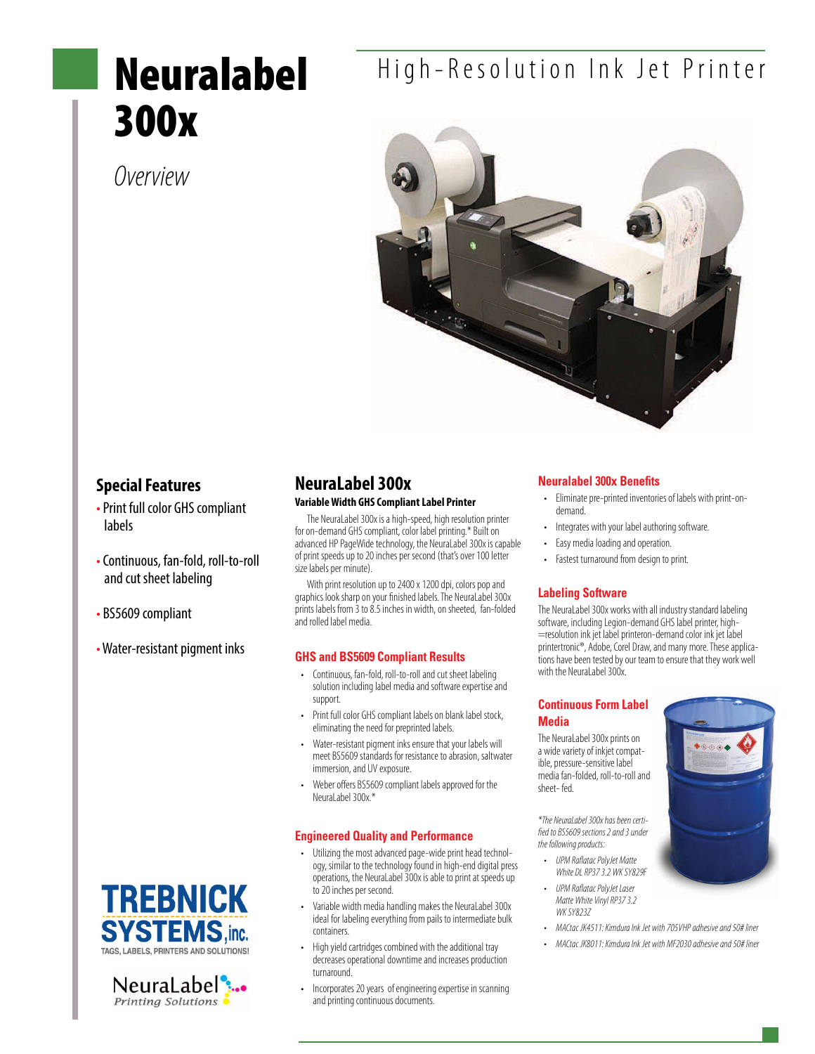# Neuralabel 300x

*Overview*

High-Resolution Ink Jet Printer

## Special Features

- Print full color GHS compliant labels
- Continuous, fan-fold, roll-to-roll and cut sheet labeling
- BS5609 compliant
- Water-resistant pigment inks

## NeuraLabel 300x

**Variable Width GHS Compliant Label Printer**

The NeuraLabel 300x is a high-speed, high resolution printer for on-demand GHS compliant, color label printing.* Built on advanced HP PageWide technology, the NeuraLabel 300x is capable of print speeds up to 20 inches per second (that's over 100 letter size labels per minute).

With print resolution up to 2400 x 1200 dpi, colors pop and graphics look sharp on your finished labels. The NeuraLabel 300x prints labels from 3 to 8.5 inches in width, on sheeted, fan-folded and rolled label media.

### GHS and BS5609 Compliant Results

- Continuous, fan-fold, roll-to-roll and cut sheet labeling solution including label media and software expertise and support.
- Print full color GHS compliant labels on blank label stock, eliminating the need for preprinted labels.
- Water-resistant pigment inks ensure that your labels will meet BS5609 standards for resistance to abrasion, saltwater immersion, and UV exposure.
- Weber offers BS5609 compliant labels approved for the NeuraLabel 300x.*

### Engineered Quality and Performance

- Utilizing the most advanced page-wide print head technology, similar to the technology found in high-end digital press operations, the NeuraLabel 300x is able to print at speeds up to 20 inches per second.
- Variable width media handling makes the NeuraLabel 300x ideal for labeling everything from pails to intermediate bulk containers.
- High yield cartridges combined with the additional tray decreases operational downtime and increases production turnaround.
- Incorporates 20 years of engineering expertise in scanning and printing continuous documents.

### Neuralabel 300x Benefits

- Eliminate pre-printed inventories of labels with print-on-demand.
- Integrates with your label authoring software.
- Easy media loading and operation.
- Fastest turnaround from design to print.

### Labeling Software

The NeuraLabel 300x works with all industry standard labeling software, including Legion-demand GHS label printer, high-=resolution ink jet label printeron-demand color ink jet label printertronic®, Adobe, Corel Draw, and many more. These applications have been tested by our team to ensure that they work well with the NeuraLabel 300x.

### Continuous Form Label Media

The NeuraLabel 300x prints on a wide variety of inkjet compatible, pressure-sensitive label media fan-folded, roll-to-roll and sheet- fed.

*\*The NeuraLabel 300x has been certified to BS5609 sections 2 and 3 under the following products:*

- *UPM Raflatac PolyJet Matte White DL RP37 3.2 WK SY829F*
- *UPM Raflatac PolyJet Laser Matte White Vinyl RP37 3.2 WK SY823Z*
- *MACtac JK4511: Kimdura Ink Jet with 705VHP adhesive and 50# liner*
- *MACtac JK8011: Kimdura Ink Jet with MF2030 adhesive and 50# liner*

TREBNICK SYSTEMS, inc.
TAGS, LABELS, PRINTERS AND SOLUTIONS!

NeuraLabel Printing Solutions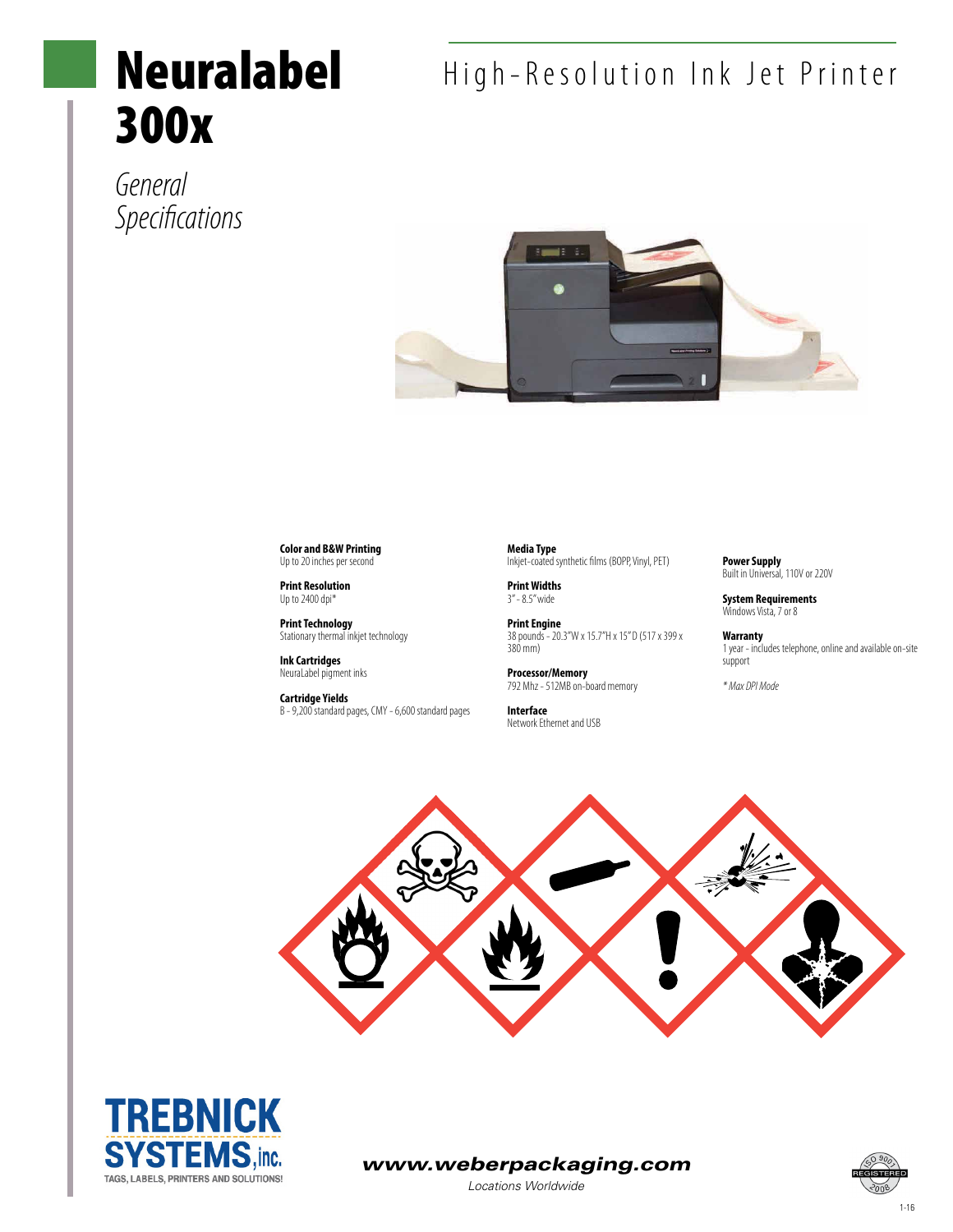# Neuralabel 300x

## High-Resolution Ink Jet Printer

*General Specifications*

**Color and B&W Printing**
Up to 20 inches per second

**Print Resolution**
Up to 2400 dpi*

**Print Technology**
Stationary thermal inkjet technology

**Ink Cartridges**
NeuraLabel pigment inks

**Cartridge Yields**
B - 9,200 standard pages, CMY - 6,600 standard pages

**Media Type**
Inkjet-coated synthetic films (BOPP, Vinyl, PET)

**Print Widths**
3" - 8.5" wide

**Print Engine**
38 pounds - 20.3"W x 15.7"H x 15" D (517 x 399 x 380 mm)

**Processor/Memory**
792 Mhz - 512MB on-board memory

**Interface**
Network Ethernet and USB

**Power Supply**
Built in Universal, 110V or 220V

**System Requirements**
Windows Vista, 7 or 8

**Warranty**
1 year - includes telephone, online and available on-site support

*\* Max DPI Mode*

TREBNICK SYSTEMS, inc.
TAGS, LABELS, PRINTERS AND SOLUTIONS!

www.weberpackaging.com
*Locations Worldwide*

ISO 9001 REGISTERED 2008